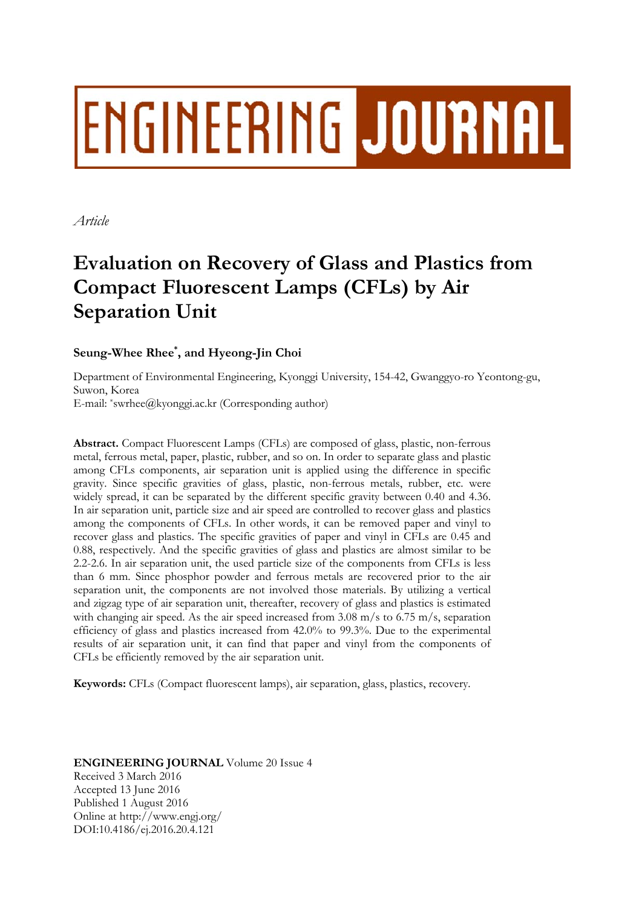# ENGINEERING JOURNAL

*Article*

# Evaluation on Recovery of Glass and Plastics from Compact Fluorescent Lamps (CFLs) by Air Separation Unit

**Seung-Whee Rhee\*, and Hyeong-Jin Choi**

Department of Environmental Engineering, Kyonggi University, 154-42, Gwanggyo-ro Yeontong-gu, Suwon, Korea
E-mail: \*swrhee@kyonggi.ac.kr (Corresponding author)

**Abstract.** Compact Fluorescent Lamps (CFLs) are composed of glass, plastic, non-ferrous metal, ferrous metal, paper, plastic, rubber, and so on. In order to separate glass and plastic among CFLs components, air separation unit is applied using the difference in specific gravity. Since specific gravities of glass, plastic, non-ferrous metals, rubber, etc. were widely spread, it can be separated by the different specific gravity between 0.40 and 4.36. In air separation unit, particle size and air speed are controlled to recover glass and plastics among the components of CFLs. In other words, it can be removed paper and vinyl to recover glass and plastics. The specific gravities of paper and vinyl in CFLs are 0.45 and 0.88, respectively. And the specific gravities of glass and plastics are almost similar to be 2.2-2.6. In air separation unit, the used particle size of the components from CFLs is less than 6 mm. Since phosphor powder and ferrous metals are recovered prior to the air separation unit, the components are not involved those materials. By utilizing a vertical and zigzag type of air separation unit, thereafter, recovery of glass and plastics is estimated with changing air speed. As the air speed increased from 3.08 m/s to 6.75 m/s, separation efficiency of glass and plastics increased from 42.0% to 99.3%. Due to the experimental results of air separation unit, it can find that paper and vinyl from the components of CFLs be efficiently removed by the air separation unit.

**Keywords:** CFLs (Compact fluorescent lamps), air separation, glass, plastics, recovery.

**ENGINEERING JOURNAL** Volume 20 Issue 4
Received 3 March 2016
Accepted 13 June 2016
Published 1 August 2016
Online at http://www.engj.org/
DOI:10.4186/ej.2016.20.4.121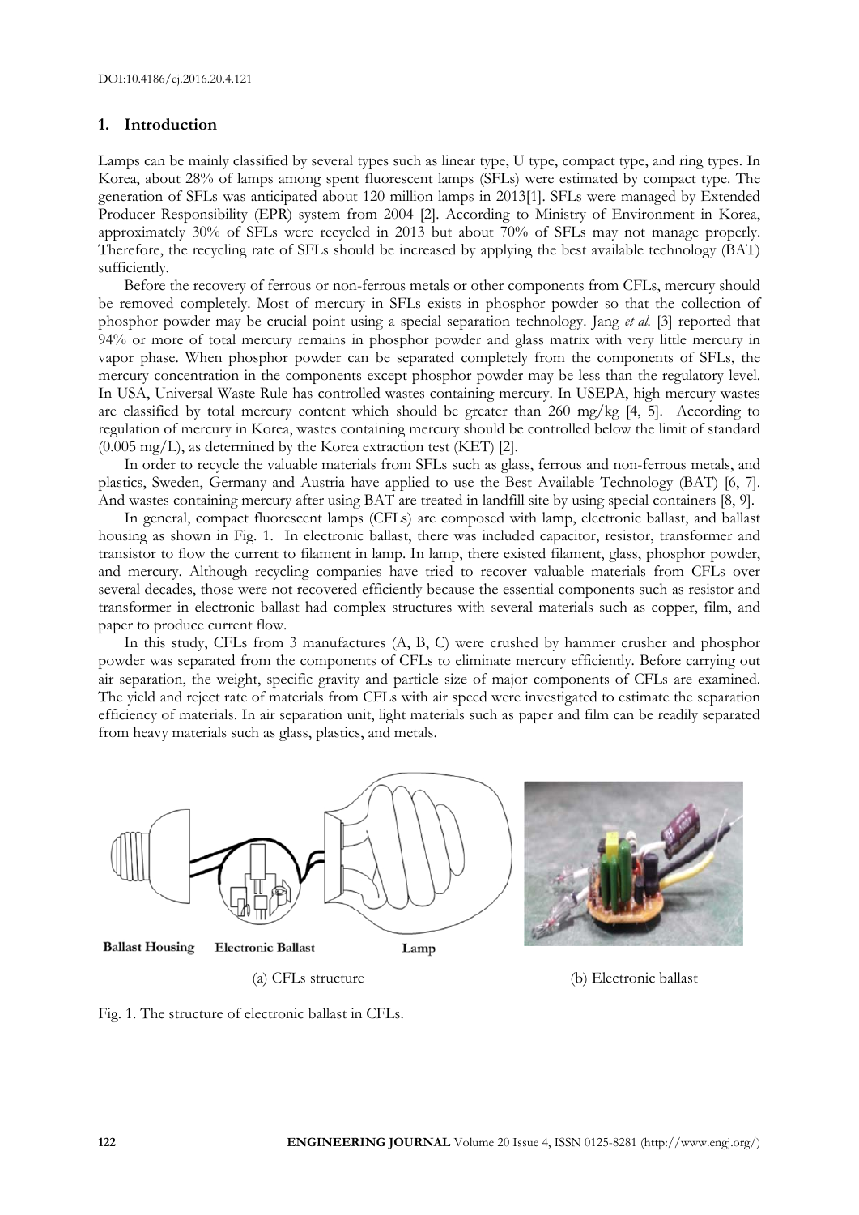## 1. Introduction

Lamps can be mainly classified by several types such as linear type, U type, compact type, and ring types. In Korea, about 28% of lamps among spent fluorescent lamps (SFLs) were estimated by compact type. The generation of SFLs was anticipated about 120 million lamps in 2013[1]. SFLs were managed by Extended Producer Responsibility (EPR) system from 2004 [2]. According to Ministry of Environment in Korea, approximately 30% of SFLs were recycled in 2013 but about 70% of SFLs may not manage properly. Therefore, the recycling rate of SFLs should be increased by applying the best available technology (BAT) sufficiently.

Before the recovery of ferrous or non-ferrous metals or other components from CFLs, mercury should be removed completely. Most of mercury in SFLs exists in phosphor powder so that the collection of phosphor powder may be crucial point using a special separation technology. Jang *et al.* [3] reported that 94% or more of total mercury remains in phosphor powder and glass matrix with very little mercury in vapor phase. When phosphor powder can be separated completely from the components of SFLs, the mercury concentration in the components except phosphor powder may be less than the regulatory level. In USA, Universal Waste Rule has controlled wastes containing mercury. In USEPA, high mercury wastes are classified by total mercury content which should be greater than 260 mg/kg [4, 5]. According to regulation of mercury in Korea, wastes containing mercury should be controlled below the limit of standard (0.005 mg/L), as determined by the Korea extraction test (KET) [2].

In order to recycle the valuable materials from SFLs such as glass, ferrous and non-ferrous metals, and plastics, Sweden, Germany and Austria have applied to use the Best Available Technology (BAT) [6, 7]. And wastes containing mercury after using BAT are treated in landfill site by using special containers [8, 9].

In general, compact fluorescent lamps (CFLs) are composed with lamp, electronic ballast, and ballast housing as shown in Fig. 1. In electronic ballast, there was included capacitor, resistor, transformer and transistor to flow the current to filament in lamp. In lamp, there existed filament, glass, phosphor powder, and mercury. Although recycling companies have tried to recover valuable materials from CFLs over several decades, those were not recovered efficiently because the essential components such as resistor and transformer in electronic ballast had complex structures with several materials such as copper, film, and paper to produce current flow.

In this study, CFLs from 3 manufactures (A, B, C) were crushed by hammer crusher and phosphor powder was separated from the components of CFLs to eliminate mercury efficiently. Before carrying out air separation, the weight, specific gravity and particle size of major components of CFLs are examined. The yield and reject rate of materials from CFLs with air speed were investigated to estimate the separation efficiency of materials. In air separation unit, light materials such as paper and film can be readily separated from heavy materials such as glass, plastics, and metals.

Ballast Housing    Electronic Ballast    Lamp

(a) CFLs structure    (b) Electronic ballast

Fig. 1. The structure of electronic ballast in CFLs.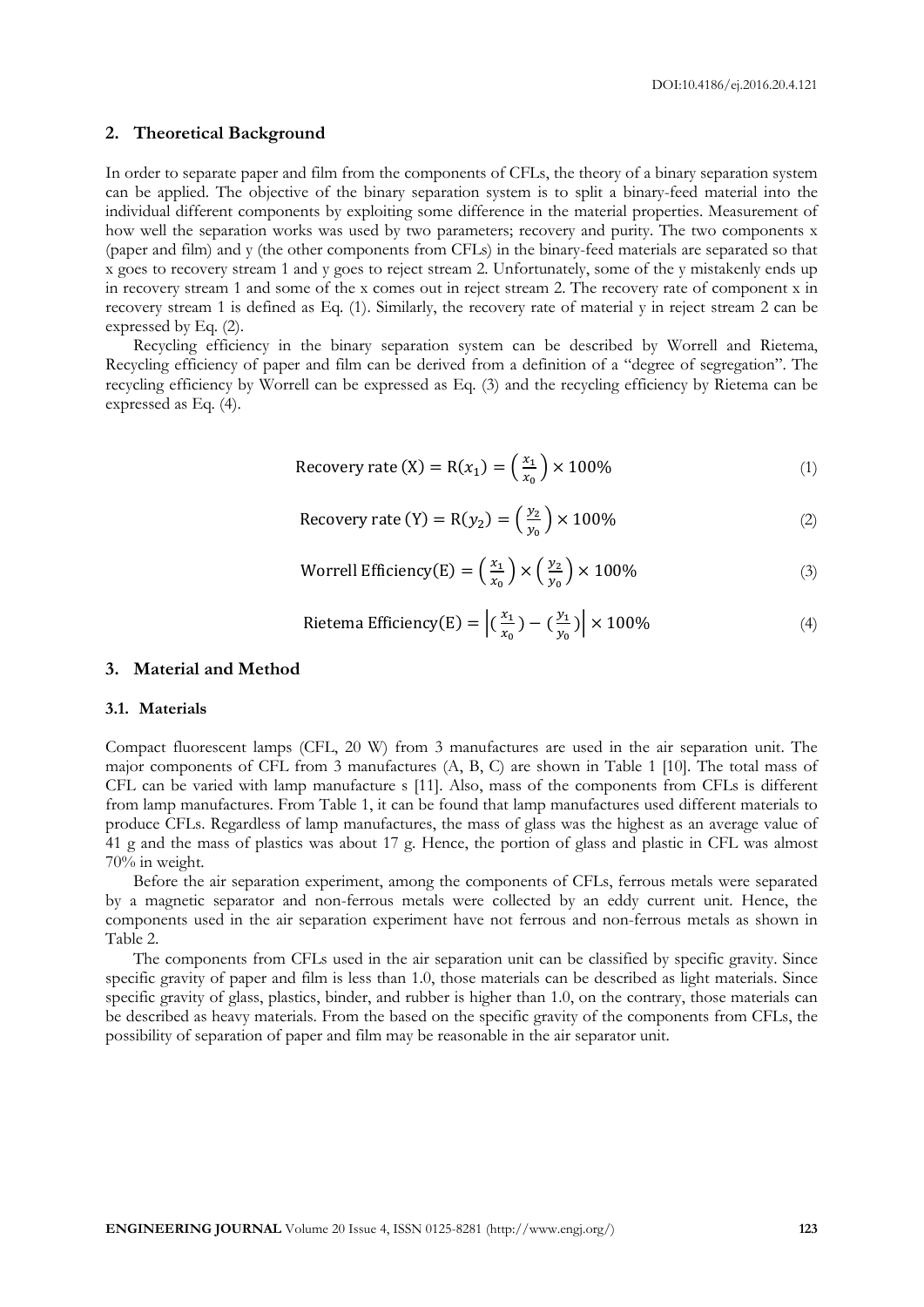## 2. Theoretical Background

In order to separate paper and film from the components of CFLs, the theory of a binary separation system can be applied. The objective of the binary separation system is to split a binary-feed material into the individual different components by exploiting some difference in the material properties. Measurement of how well the separation works was used by two parameters; recovery and purity. The two components x (paper and film) and y (the other components from CFLs) in the binary-feed materials are separated so that x goes to recovery stream 1 and y goes to reject stream 2. Unfortunately, some of the y mistakenly ends up in recovery stream 1 and some of the x comes out in reject stream 2. The recovery rate of component x in recovery stream 1 is defined as Eq. (1). Similarly, the recovery rate of material y in reject stream 2 can be expressed by Eq. (2).

Recycling efficiency in the binary separation system can be described by Worrell and Rietema, Recycling efficiency of paper and film can be derived from a definition of a "degree of segregation". The recycling efficiency by Worrell can be expressed as Eq. (3) and the recycling efficiency by Rietema can be expressed as Eq. (4).

$$\text{Recovery rate (X)} = \text{R}(x_1) = \left(\frac{x_1}{x_0}\right) \times 100\% \tag{1}$$

$$\text{Recovery rate (Y)} = \text{R}(y_2) = \left(\frac{y_2}{y_0}\right) \times 100\% \tag{2}$$

$$\text{Worrell Efficiency(E)} = \left(\frac{x_1}{x_0}\right) \times \left(\frac{y_2}{y_0}\right) \times 100\% \tag{3}$$

$$\text{Rietema Efficiency(E)} = \left|\left(\frac{x_1}{x_0}\right) - \left(\frac{y_1}{y_0}\right)\right| \times 100\% \tag{4}$$

## 3. Material and Method

### 3.1. Materials

Compact fluorescent lamps (CFL, 20 W) from 3 manufactures are used in the air separation unit. The major components of CFL from 3 manufactures (A, B, C) are shown in Table 1 [10]. The total mass of CFL can be varied with lamp manufacture s [11]. Also, mass of the components from CFLs is different from lamp manufactures. From Table 1, it can be found that lamp manufactures used different materials to produce CFLs. Regardless of lamp manufactures, the mass of glass was the highest as an average value of 41 g and the mass of plastics was about 17 g. Hence, the portion of glass and plastic in CFL was almost 70% in weight.

Before the air separation experiment, among the components of CFLs, ferrous metals were separated by a magnetic separator and non-ferrous metals were collected by an eddy current unit. Hence, the components used in the air separation experiment have not ferrous and non-ferrous metals as shown in Table 2.

The components from CFLs used in the air separation unit can be classified by specific gravity. Since specific gravity of paper and film is less than 1.0, those materials can be described as light materials. Since specific gravity of glass, plastics, binder, and rubber is higher than 1.0, on the contrary, those materials can be described as heavy materials. From the based on the specific gravity of the components from CFLs, the possibility of separation of paper and film may be reasonable in the air separator unit.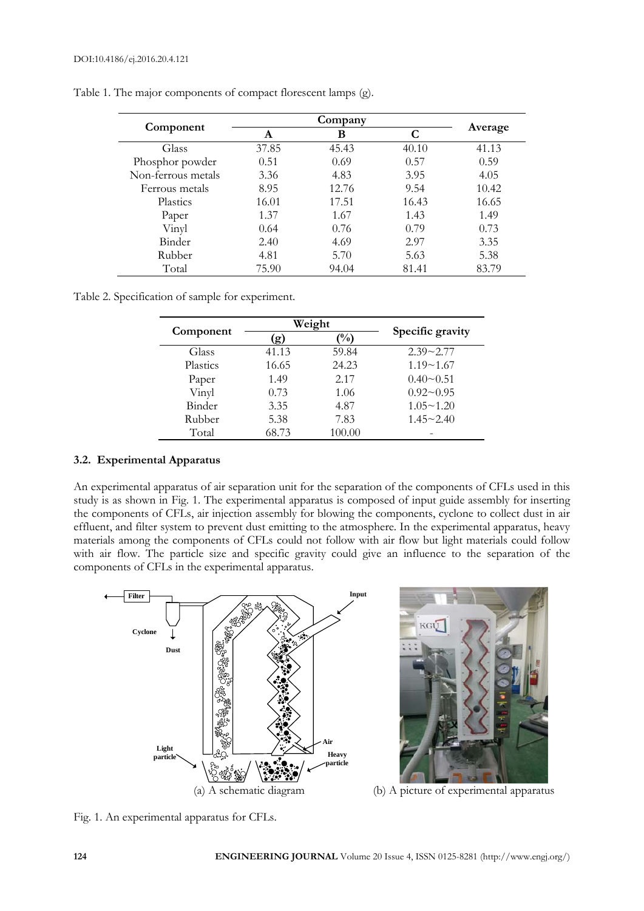Table 1. The major components of compact florescent lamps (g).

| Component | Company | | | Average |
|---|---|---|---|---|
| | A | B | C | |
| Glass | 37.85 | 45.43 | 40.10 | 41.13 |
| Phosphor powder | 0.51 | 0.69 | 0.57 | 0.59 |
| Non-ferrous metals | 3.36 | 4.83 | 3.95 | 4.05 |
| Ferrous metals | 8.95 | 12.76 | 9.54 | 10.42 |
| Plastics | 16.01 | 17.51 | 16.43 | 16.65 |
| Paper | 1.37 | 1.67 | 1.43 | 1.49 |
| Vinyl | 0.64 | 0.76 | 0.79 | 0.73 |
| Binder | 2.40 | 4.69 | 2.97 | 3.35 |
| Rubber | 4.81 | 5.70 | 5.63 | 5.38 |
| Total | 75.90 | 94.04 | 81.41 | 83.79 |

Table 2. Specification of sample for experiment.

| Component | Weight | | Specific gravity |
|---|---|---|---|
| | (g) | (%) | |
| Glass | 41.13 | 59.84 | 2.39~2.77 |
| Plastics | 16.65 | 24.23 | 1.19~1.67 |
| Paper | 1.49 | 2.17 | 0.40~0.51 |
| Vinyl | 0.73 | 1.06 | 0.92~0.95 |
| Binder | 3.35 | 4.87 | 1.05~1.20 |
| Rubber | 5.38 | 7.83 | 1.45~2.40 |
| Total | 68.73 | 100.00 | - |

### 3.2. Experimental Apparatus

An experimental apparatus of air separation unit for the separation of the components of CFLs used in this study is as shown in Fig. 1. The experimental apparatus is composed of input guide assembly for inserting the components of CFLs, air injection assembly for blowing the components, cyclone to collect dust in air effluent, and filter system to prevent dust emitting to the atmosphere. In the experimental apparatus, heavy materials among the components of CFLs could not follow with air flow but light materials could follow with air flow. The particle size and specific gravity could give an influence to the separation of the components of CFLs in the experimental apparatus.

(a) A schematic diagram

(b) A picture of experimental apparatus

Fig. 1. An experimental apparatus for CFLs.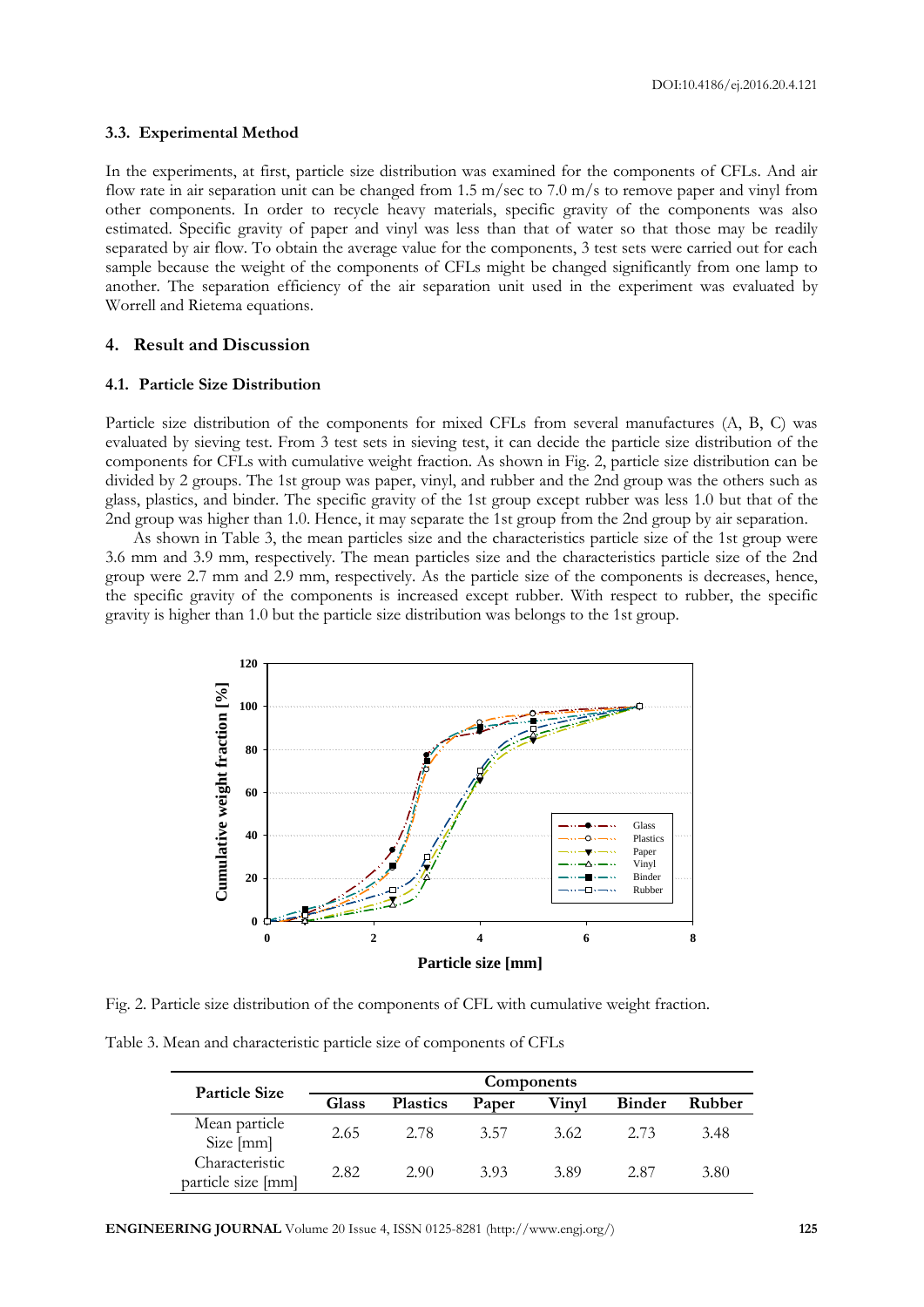### 3.3. Experimental Method

In the experiments, at first, particle size distribution was examined for the components of CFLs. And air flow rate in air separation unit can be changed from 1.5 m/sec to 7.0 m/s to remove paper and vinyl from other components. In order to recycle heavy materials, specific gravity of the components was also estimated. Specific gravity of paper and vinyl was less than that of water so that those may be readily separated by air flow. To obtain the average value for the components, 3 test sets were carried out for each sample because the weight of the components of CFLs might be changed significantly from one lamp to another. The separation efficiency of the air separation unit used in the experiment was evaluated by Worrell and Rietema equations.

## 4. Result and Discussion

### 4.1. Particle Size Distribution

Particle size distribution of the components for mixed CFLs from several manufactures (A, B, C) was evaluated by sieving test. From 3 test sets in sieving test, it can decide the particle size distribution of the components for CFLs with cumulative weight fraction. As shown in Fig. 2, particle size distribution can be divided by 2 groups. The 1st group was paper, vinyl, and rubber and the 2nd group was the others such as glass, plastics, and binder. The specific gravity of the 1st group except rubber was less 1.0 but that of the 2nd group was higher than 1.0. Hence, it may separate the 1st group from the 2nd group by air separation.

As shown in Table 3, the mean particles size and the characteristics particle size of the 1st group were 3.6 mm and 3.9 mm, respectively. The mean particles size and the characteristics particle size of the 2nd group were 2.7 mm and 2.9 mm, respectively. As the particle size of the components is decreases, hence, the specific gravity of the components is increased except rubber. With respect to rubber, the specific gravity is higher than 1.0 but the particle size distribution was belongs to the 1st group.

Fig. 2. Particle size distribution of the components of CFL with cumulative weight fraction.

Table 3. Mean and characteristic particle size of components of CFLs

| Particle Size | Components | | | | | |
|---|---|---|---|---|---|---|
| | Glass | Plastics | Paper | Vinyl | Binder | Rubber |
| Mean particle Size [mm] | 2.65 | 2.78 | 3.57 | 3.62 | 2.73 | 3.48 |
| Characteristic particle size [mm] | 2.82 | 2.90 | 3.93 | 3.89 | 2.87 | 3.80 |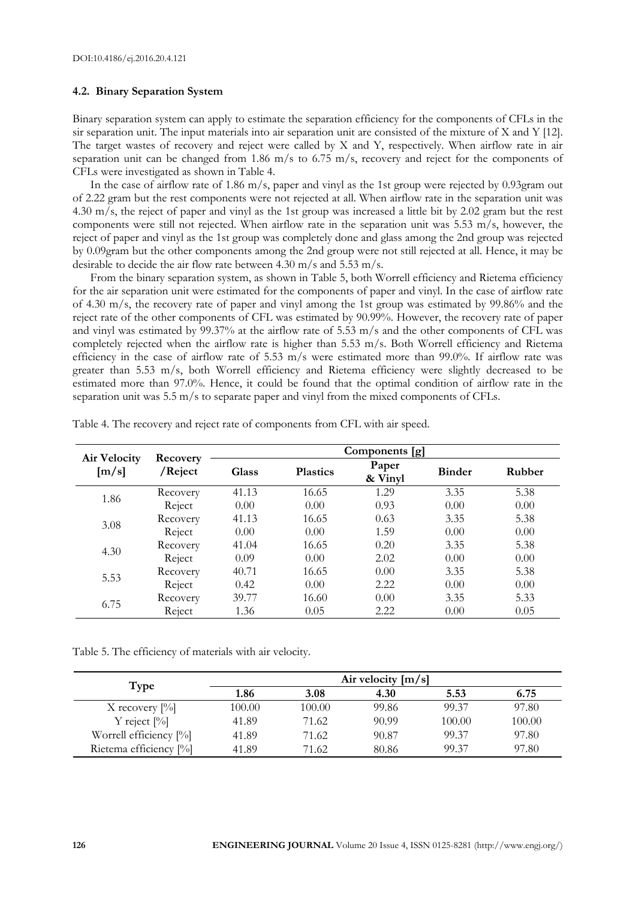### 4.2. Binary Separation System

Binary separation system can apply to estimate the separation efficiency for the components of CFLs in the sir separation unit. The input materials into air separation unit are consisted of the mixture of X and Y [12]. The target wastes of recovery and reject were called by X and Y, respectively. When airflow rate in air separation unit can be changed from 1.86 m/s to 6.75 m/s, recovery and reject for the components of CFLs were investigated as shown in Table 4.

In the case of airflow rate of 1.86 m/s, paper and vinyl as the 1st group were rejected by 0.93gram out of 2.22 gram but the rest components were not rejected at all. When airflow rate in the separation unit was 4.30 m/s, the reject of paper and vinyl as the 1st group was increased a little bit by 2.02 gram but the rest components were still not rejected. When airflow rate in the separation unit was 5.53 m/s, however, the reject of paper and vinyl as the 1st group was completely done and glass among the 2nd group was rejected by 0.09gram but the other components among the 2nd group were not still rejected at all. Hence, it may be desirable to decide the air flow rate between 4.30 m/s and 5.53 m/s.

From the binary separation system, as shown in Table 5, both Worrell efficiency and Rietema efficiency for the air separation unit were estimated for the components of paper and vinyl. In the case of airflow rate of 4.30 m/s, the recovery rate of paper and vinyl among the 1st group was estimated by 99.86% and the reject rate of the other components of CFL was estimated by 90.99%. However, the recovery rate of paper and vinyl was estimated by 99.37% at the airflow rate of 5.53 m/s and the other components of CFL was completely rejected when the airflow rate is higher than 5.53 m/s. Both Worrell efficiency and Rietema efficiency in the case of airflow rate of 5.53 m/s were estimated more than 99.0%. If airflow rate was greater than 5.53 m/s, both Worrell efficiency and Rietema efficiency were slightly decreased to be estimated more than 97.0%. Hence, it could be found that the optimal condition of airflow rate in the separation unit was 5.5 m/s to separate paper and vinyl from the mixed components of CFLs.

Table 4. The recovery and reject rate of components from CFL with air speed.

| Air Velocity [m/s] | Recovery /Reject | Components [g] | | | | |
|---|---|---|---|---|---|---|
| | | Glass | Plastics | Paper & Vinyl | Binder | Rubber |
| 1.86 | Recovery | 41.13 | 16.65 | 1.29 | 3.35 | 5.38 |
| | Reject | 0.00 | 0.00 | 0.93 | 0.00 | 0.00 |
| 3.08 | Recovery | 41.13 | 16.65 | 0.63 | 3.35 | 5.38 |
| | Reject | 0.00 | 0.00 | 1.59 | 0.00 | 0.00 |
| 4.30 | Recovery | 41.04 | 16.65 | 0.20 | 3.35 | 5.38 |
| | Reject | 0.09 | 0.00 | 2.02 | 0.00 | 0.00 |
| 5.53 | Recovery | 40.71 | 16.65 | 0.00 | 3.35 | 5.38 |
| | Reject | 0.42 | 0.00 | 2.22 | 0.00 | 0.00 |
| 6.75 | Recovery | 39.77 | 16.60 | 0.00 | 3.35 | 5.33 |
| | Reject | 1.36 | 0.05 | 2.22 | 0.00 | 0.05 |

Table 5. The efficiency of materials with air velocity.

| Type | Air velocity [m/s] | | | | |
|---|---|---|---|---|---|
| | 1.86 | 3.08 | 4.30 | 5.53 | 6.75 |
| X recovery [%] | 100.00 | 100.00 | 99.86 | 99.37 | 97.80 |
| Y reject [%] | 41.89 | 71.62 | 90.99 | 100.00 | 100.00 |
| Worrell efficiency [%] | 41.89 | 71.62 | 90.87 | 99.37 | 97.80 |
| Rietema efficiency [%] | 41.89 | 71.62 | 80.86 | 99.37 | 97.80 |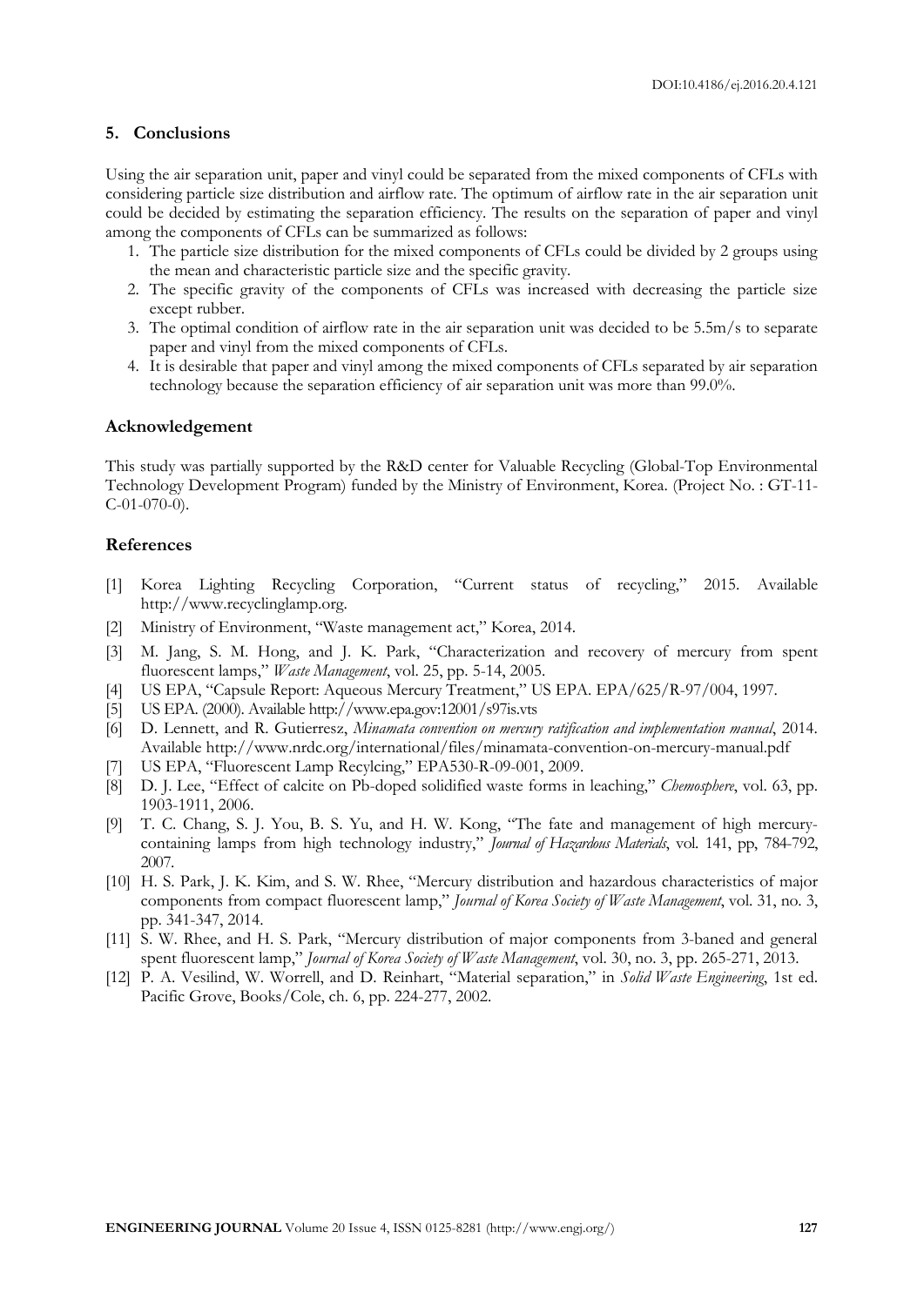## 5. Conclusions

Using the air separation unit, paper and vinyl could be separated from the mixed components of CFLs with considering particle size distribution and airflow rate. The optimum of airflow rate in the air separation unit could be decided by estimating the separation efficiency. The results on the separation of paper and vinyl among the components of CFLs can be summarized as follows:

1. The particle size distribution for the mixed components of CFLs could be divided by 2 groups using the mean and characteristic particle size and the specific gravity.
2. The specific gravity of the components of CFLs was increased with decreasing the particle size except rubber.
3. The optimal condition of airflow rate in the air separation unit was decided to be 5.5m/s to separate paper and vinyl from the mixed components of CFLs.
4. It is desirable that paper and vinyl among the mixed components of CFLs separated by air separation technology because the separation efficiency of air separation unit was more than 99.0%.

## Acknowledgement

This study was partially supported by the R&D center for Valuable Recycling (Global-Top Environmental Technology Development Program) funded by the Ministry of Environment, Korea. (Project No. : GT-11-C-01-070-0).

## References

[1] Korea Lighting Recycling Corporation, "Current status of recycling," 2015. Available http://www.recyclinglamp.org.

[2] Ministry of Environment, "Waste management act," Korea, 2014.

[3] M. Jang, S. M. Hong, and J. K. Park, "Characterization and recovery of mercury from spent fluorescent lamps," *Waste Management*, vol. 25, pp. 5-14, 2005.

[4] US EPA, "Capsule Report: Aqueous Mercury Treatment," US EPA. EPA/625/R-97/004, 1997.

[5] US EPA. (2000). Available http://www.epa.gov:12001/s97is.vts

[6] D. Lennett, and R. Gutierresz, *Minamata convention on mercury ratification and implementation manual*, 2014. Available http://www.nrdc.org/international/files/minamata-convention-on-mercury-manual.pdf

[7] US EPA, "Fluorescent Lamp Recylcing," EPA530-R-09-001, 2009.

[8] D. J. Lee, "Effect of calcite on Pb-doped solidified waste forms in leaching," *Chemosphere*, vol. 63, pp. 1903-1911, 2006.

[9] T. C. Chang, S. J. You, B. S. Yu, and H. W. Kong, "The fate and management of high mercury-containing lamps from high technology industry," *Journal of Hazardous Materials*, vol. 141, pp, 784-792, 2007.

[10] H. S. Park, J. K. Kim, and S. W. Rhee, "Mercury distribution and hazardous characteristics of major components from compact fluorescent lamp," *Journal of Korea Society of Waste Management*, vol. 31, no. 3, pp. 341-347, 2014.

[11] S. W. Rhee, and H. S. Park, "Mercury distribution of major components from 3-baned and general spent fluorescent lamp," *Journal of Korea Society of Waste Management*, vol. 30, no. 3, pp. 265-271, 2013.

[12] P. A. Vesilind, W. Worrell, and D. Reinhart, "Material separation," in *Solid Waste Engineering*, 1st ed. Pacific Grove, Books/Cole, ch. 6, pp. 224-277, 2002.